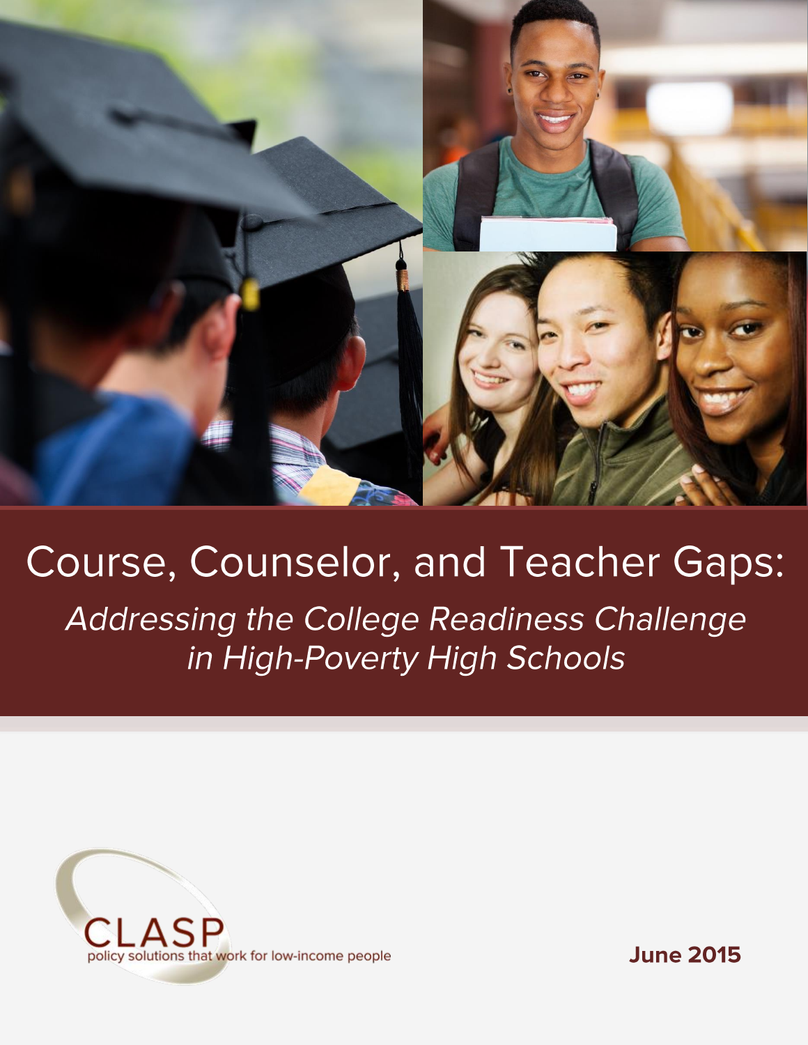# Course, Counselor, and Teacher Gaps:

## *Addressing the College Readiness Challenge in High-Poverty High Schools*

CLASP

policy solutions that work for low-income people

**June 2015**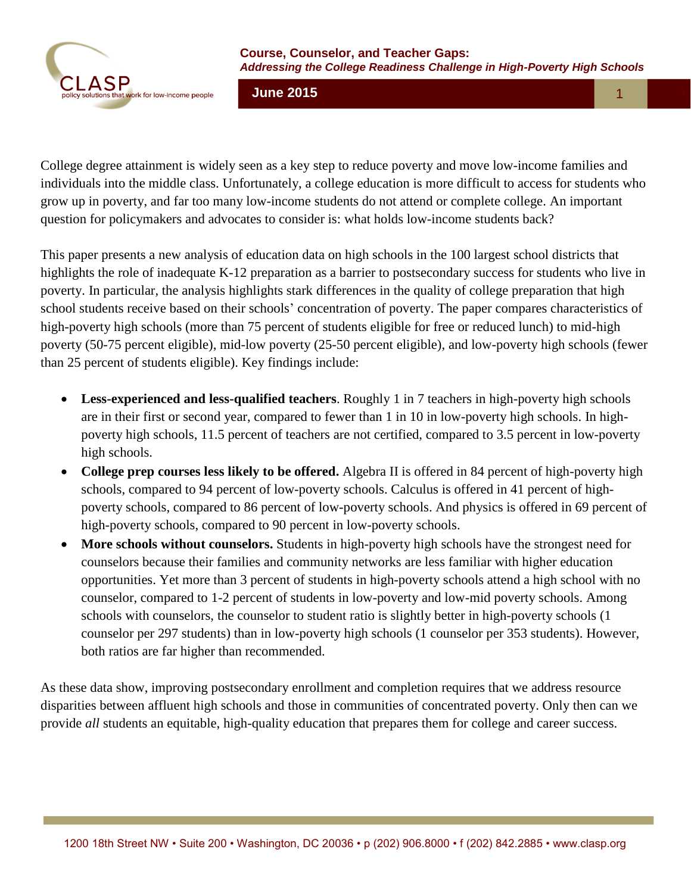College degree attainment is widely seen as a key step to reduce poverty and move low-income families and individuals into the middle class. Unfortunately, a college education is more difficult to access for students who grow up in poverty, and far too many low-income students do not attend or complete college. An important question for policymakers and advocates to consider is: what holds low-income students back?

This paper presents a new analysis of education data on high schools in the 100 largest school districts that highlights the role of inadequate K-12 preparation as a barrier to postsecondary success for students who live in poverty. In particular, the analysis highlights stark differences in the quality of college preparation that high school students receive based on their schools' concentration of poverty. The paper compares characteristics of high-poverty high schools (more than 75 percent of students eligible for free or reduced lunch) to mid-high poverty (50-75 percent eligible), mid-low poverty (25-50 percent eligible), and low-poverty high schools (fewer than 25 percent of students eligible). Key findings include:

- **Less-experienced and less-qualified teachers**. Roughly 1 in 7 teachers in high-poverty high schools are in their first or second year, compared to fewer than 1 in 10 in low-poverty high schools. In high-poverty high schools, 11.5 percent of teachers are not certified, compared to 3.5 percent in low-poverty high schools.
- **College prep courses less likely to be offered.** Algebra II is offered in 84 percent of high-poverty high schools, compared to 94 percent of low-poverty schools. Calculus is offered in 41 percent of high-poverty schools, compared to 86 percent of low-poverty schools. And physics is offered in 69 percent of high-poverty schools, compared to 90 percent in low-poverty schools.
- **More schools without counselors.** Students in high-poverty high schools have the strongest need for counselors because their families and community networks are less familiar with higher education opportunities. Yet more than 3 percent of students in high-poverty schools attend a high school with no counselor, compared to 1-2 percent of students in low-poverty and low-mid poverty schools. Among schools with counselors, the counselor to student ratio is slightly better in high-poverty schools (1 counselor per 297 students) than in low-poverty high schools (1 counselor per 353 students). However, both ratios are far higher than recommended.

As these data show, improving postsecondary enrollment and completion requires that we address resource disparities between affluent high schools and those in communities of concentrated poverty. Only then can we provide *all* students an equitable, high-quality education that prepares them for college and career success.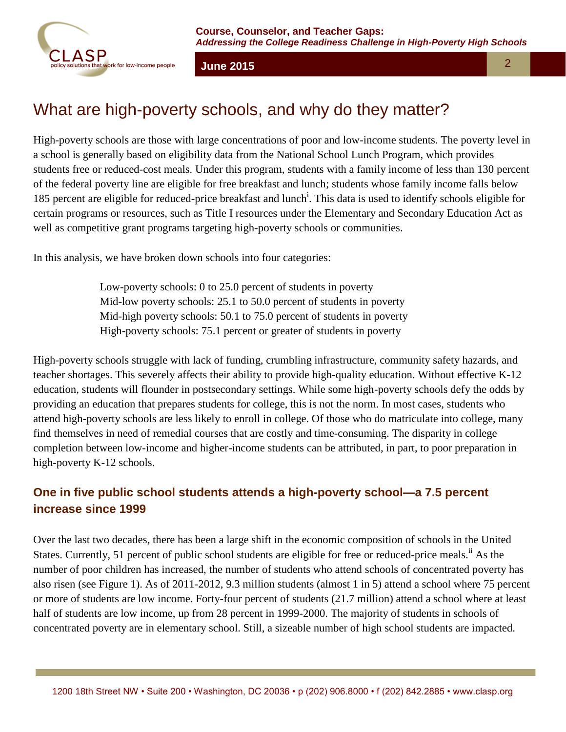# What are high-poverty schools, and why do they matter?

High-poverty schools are those with large concentrations of poor and low-income students. The poverty level in a school is generally based on eligibility data from the National School Lunch Program, which provides students free or reduced-cost meals. Under this program, students with a family income of less than 130 percent of the federal poverty line are eligible for free breakfast and lunch; students whose family income falls below 185 percent are eligible for reduced-price breakfast and lunch[i]. This data is used to identify schools eligible for certain programs or resources, such as Title I resources under the Elementary and Secondary Education Act as well as competitive grant programs targeting high-poverty schools or communities.

In this analysis, we have broken down schools into four categories:

> Low-poverty schools: 0 to 25.0 percent of students in poverty
> Mid-low poverty schools: 25.1 to 50.0 percent of students in poverty
> Mid-high poverty schools: 50.1 to 75.0 percent of students in poverty
> High-poverty schools: 75.1 percent or greater of students in poverty

High-poverty schools struggle with lack of funding, crumbling infrastructure, community safety hazards, and teacher shortages. This severely affects their ability to provide high-quality education. Without effective K-12 education, students will flounder in postsecondary settings. While some high-poverty schools defy the odds by providing an education that prepares students for college, this is not the norm. In most cases, students who attend high-poverty schools are less likely to enroll in college. Of those who do matriculate into college, many find themselves in need of remedial courses that are costly and time-consuming. The disparity in college completion between low-income and higher-income students can be attributed, in part, to poor preparation in high-poverty K-12 schools.

## One in five public school students attends a high-poverty school—a 7.5 percent increase since 1999

Over the last two decades, there has been a large shift in the economic composition of schools in the United States. Currently, 51 percent of public school students are eligible for free or reduced-price meals.[ii] As the number of poor children has increased, the number of students who attend schools of concentrated poverty has also risen (see Figure 1). As of 2011-2012, 9.3 million students (almost 1 in 5) attend a school where 75 percent or more of students are low income. Forty-four percent of students (21.7 million) attend a school where at least half of students are low income, up from 28 percent in 1999-2000. The majority of students in schools of concentrated poverty are in elementary school. Still, a sizeable number of high school students are impacted.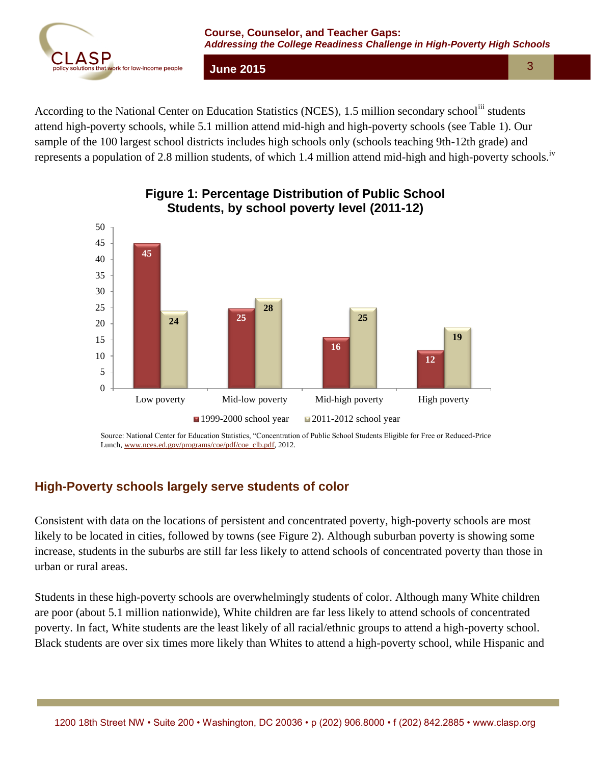According to the National Center on Education Statistics (NCES), 1.5 million secondary school[iii] students attend high-poverty schools, while 5.1 million attend mid-high and high-poverty schools (see Table 1). Our sample of the 100 largest school districts includes high schools only (schools teaching 9th-12th grade) and represents a population of 2.8 million students, of which 1.4 million attend mid-high and high-poverty schools.[iv]

**Figure 1: Percentage Distribution of Public School Students, by school poverty level (2011-12)**

| | 1999-2000 school year | 2011-2012 school year |
|---|---|---|
| Low poverty | 45 | 24 |
| Mid-low poverty | 25 | 28 |
| Mid-high poverty | 16 | 25 |
| High poverty | 12 | 19 |

Source: National Center for Education Statistics, "Concentration of Public School Students Eligible for Free or Reduced-Price Lunch, www.nces.ed.gov/programs/coe/pdf/coe_clb.pdf, 2012.

## High-Poverty schools largely serve students of color

Consistent with data on the locations of persistent and concentrated poverty, high-poverty schools are most likely to be located in cities, followed by towns (see Figure 2). Although suburban poverty is showing some increase, students in the suburbs are still far less likely to attend schools of concentrated poverty than those in urban or rural areas.

Students in these high-poverty schools are overwhelmingly students of color. Although many White children are poor (about 5.1 million nationwide), White children are far less likely to attend schools of concentrated poverty. In fact, White students are the least likely of all racial/ethnic groups to attend a high-poverty school. Black students are over six times more likely than Whites to attend a high-poverty school, while Hispanic and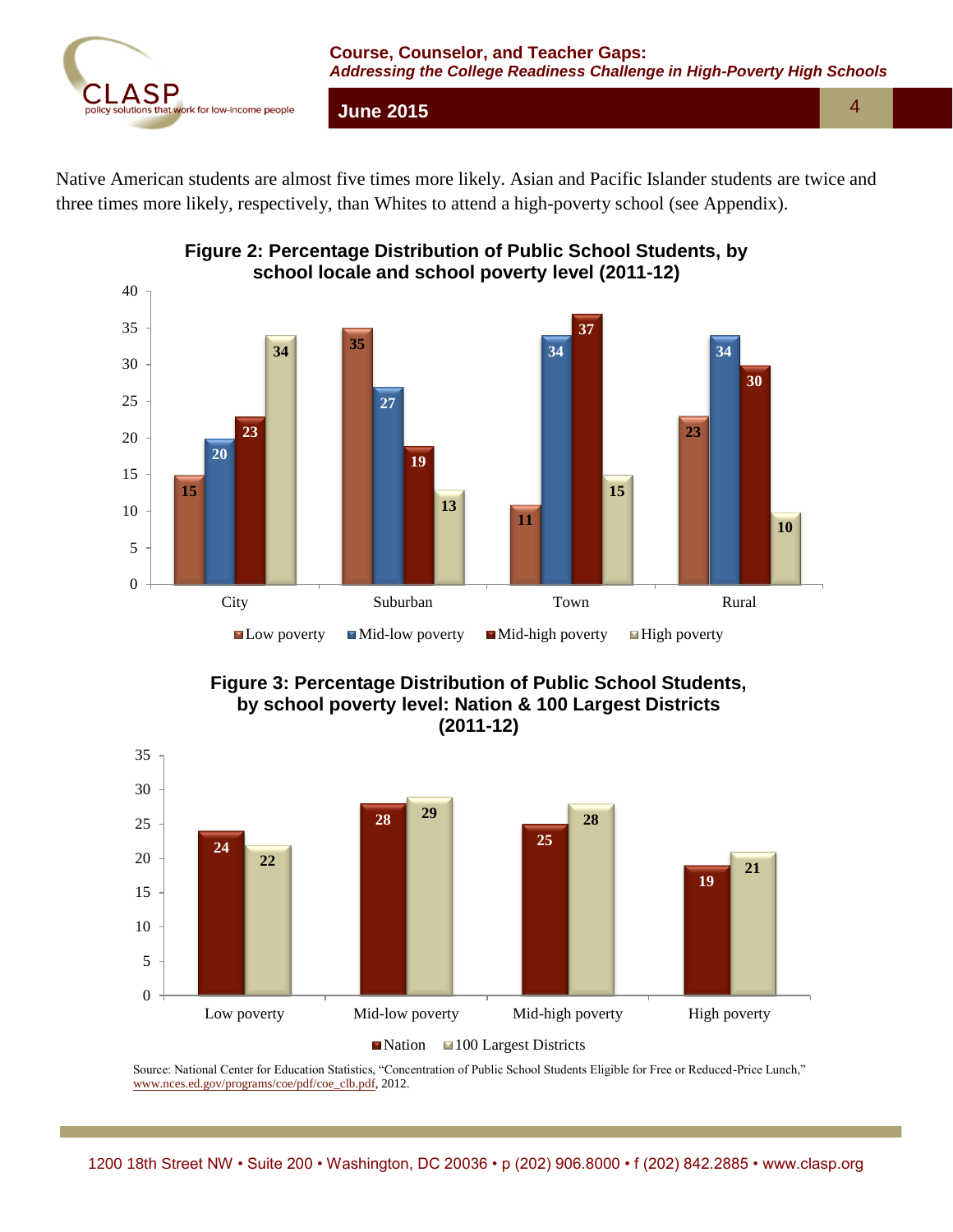Native American students are almost five times more likely. Asian and Pacific Islander students are twice and three times more likely, respectively, than Whites to attend a high-poverty school (see Appendix).

**Figure 2: Percentage Distribution of Public School Students, by school locale and school poverty level (2011-12)**

| | Low poverty | Mid-low poverty | Mid-high poverty | High poverty |
|---|---|---|---|---|
| City | 15 | 20 | 23 | 34 |
| Suburban | 35 | 27 | 19 | 13 |
| Town | 11 | 34 | 37 | 15 |
| Rural | 23 | 34 | 30 | 10 |

**Figure 3: Percentage Distribution of Public School Students, by school poverty level: Nation & 100 Largest Districts (2011-12)**

| | Nation | 100 Largest Districts |
|---|---|---|
| Low poverty | 24 | 22 |
| Mid-low poverty | 28 | 29 |
| Mid-high poverty | 25 | 28 |
| High poverty | 19 | 21 |

Source: National Center for Education Statistics, "Concentration of Public School Students Eligible for Free or Reduced-Price Lunch," www.nces.ed.gov/programs/coe/pdf/coe_clb.pdf, 2012.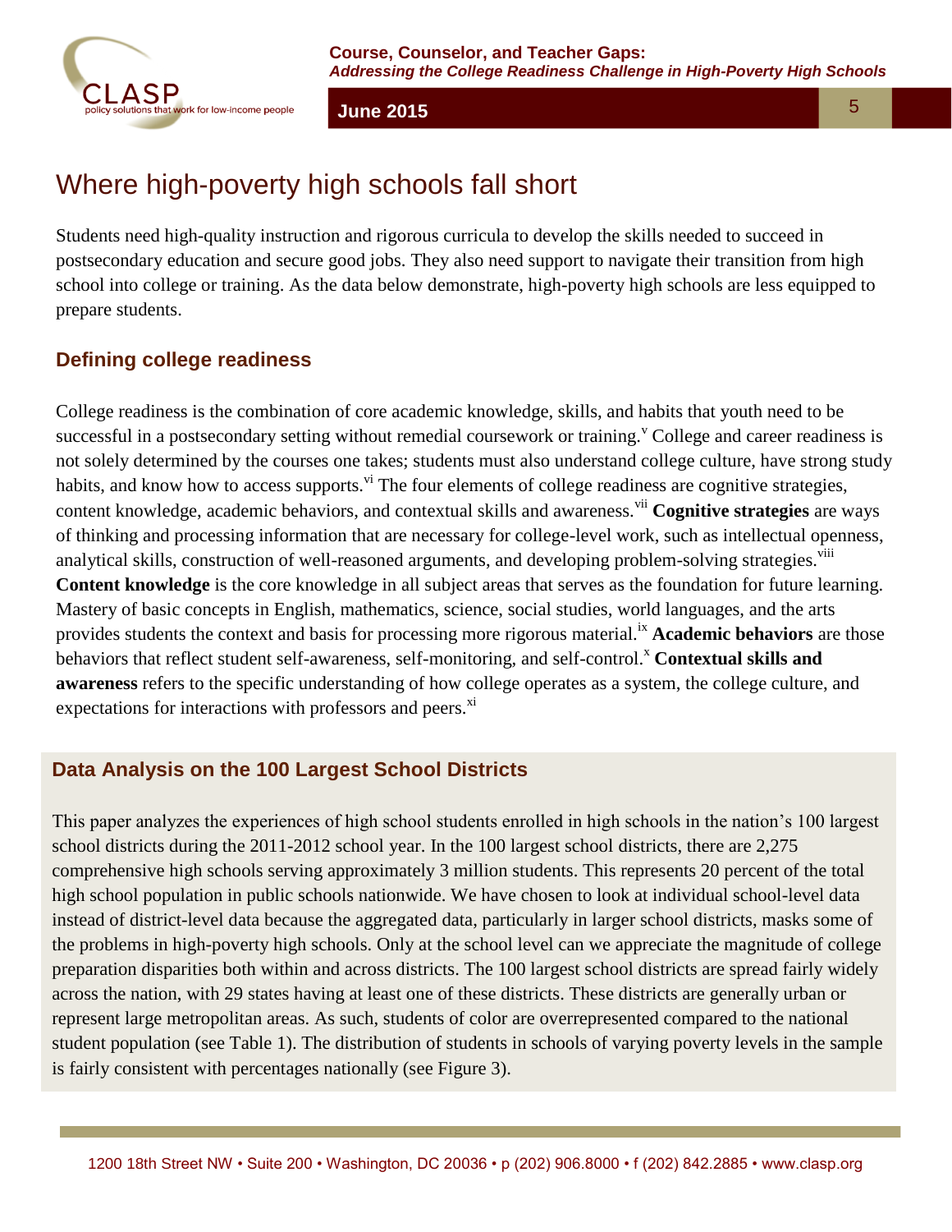# Where high-poverty high schools fall short

Students need high-quality instruction and rigorous curricula to develop the skills needed to succeed in postsecondary education and secure good jobs. They also need support to navigate their transition from high school into college or training. As the data below demonstrate, high-poverty high schools are less equipped to prepare students.

## Defining college readiness

College readiness is the combination of core academic knowledge, skills, and habits that youth need to be successful in a postsecondary setting without remedial coursework or training.[v] College and career readiness is not solely determined by the courses one takes; students must also understand college culture, have strong study habits, and know how to access supports.[vi] The four elements of college readiness are cognitive strategies, content knowledge, academic behaviors, and contextual skills and awareness.[vii] **Cognitive strategies** are ways of thinking and processing information that are necessary for college-level work, such as intellectual openness, analytical skills, construction of well-reasoned arguments, and developing problem-solving strategies.[viii] **Content knowledge** is the core knowledge in all subject areas that serves as the foundation for future learning. Mastery of basic concepts in English, mathematics, science, social studies, world languages, and the arts provides students the context and basis for processing more rigorous material.[ix] **Academic behaviors** are those behaviors that reflect student self-awareness, self-monitoring, and self-control.[x] **Contextual skills and awareness** refers to the specific understanding of how college operates as a system, the college culture, and expectations for interactions with professors and peers.[xi]

## Data Analysis on the 100 Largest School Districts

This paper analyzes the experiences of high school students enrolled in high schools in the nation's 100 largest school districts during the 2011-2012 school year. In the 100 largest school districts, there are 2,275 comprehensive high schools serving approximately 3 million students. This represents 20 percent of the total high school population in public schools nationwide. We have chosen to look at individual school-level data instead of district-level data because the aggregated data, particularly in larger school districts, masks some of the problems in high-poverty high schools. Only at the school level can we appreciate the magnitude of college preparation disparities both within and across districts. The 100 largest school districts are spread fairly widely across the nation, with 29 states having at least one of these districts. These districts are generally urban or represent large metropolitan areas. As such, students of color are overrepresented compared to the national student population (see Table 1). The distribution of students in schools of varying poverty levels in the sample is fairly consistent with percentages nationally (see Figure 3).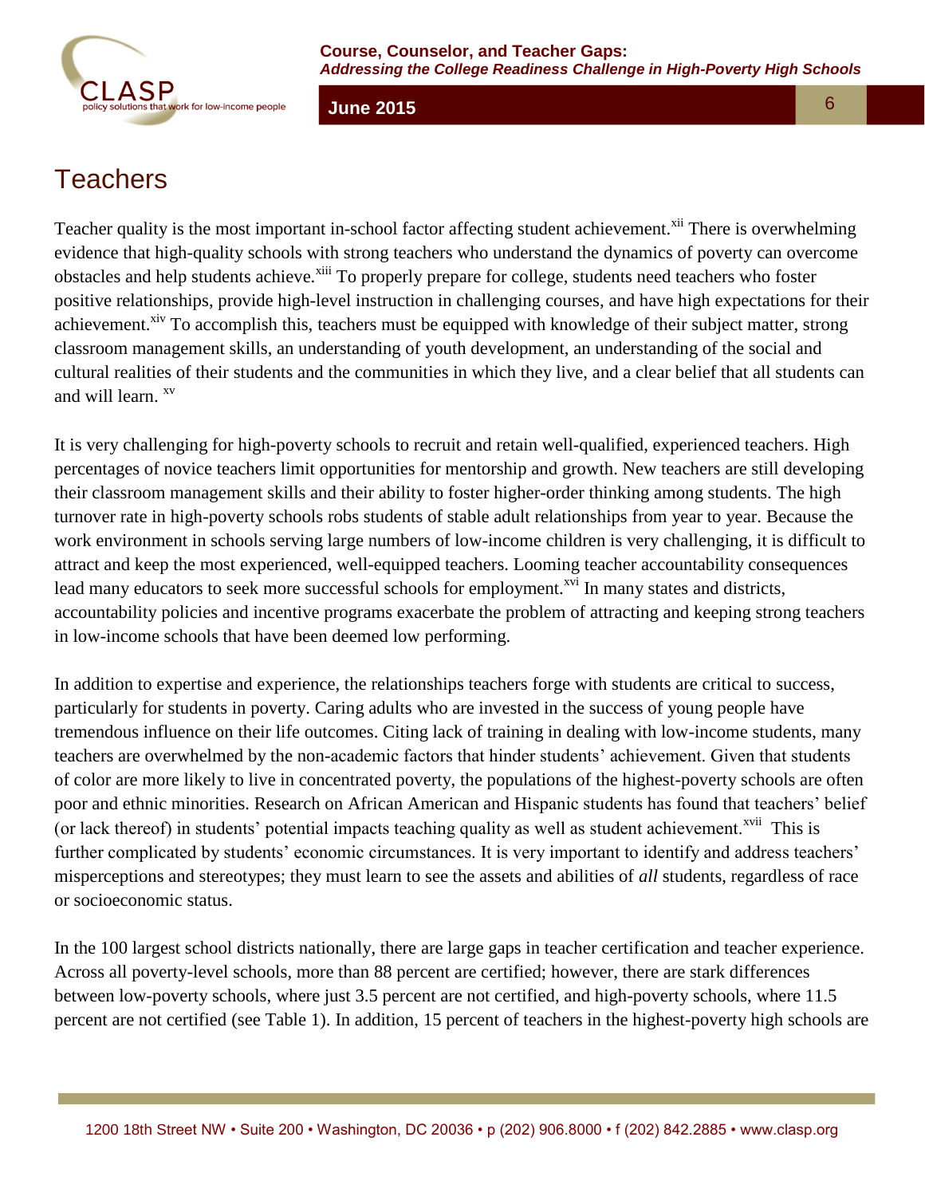# Teachers

Teacher quality is the most important in-school factor affecting student achievement.[xii] There is overwhelming evidence that high-quality schools with strong teachers who understand the dynamics of poverty can overcome obstacles and help students achieve.[xiii] To properly prepare for college, students need teachers who foster positive relationships, provide high-level instruction in challenging courses, and have high expectations for their achievement.[xiv] To accomplish this, teachers must be equipped with knowledge of their subject matter, strong classroom management skills, an understanding of youth development, an understanding of the social and cultural realities of their students and the communities in which they live, and a clear belief that all students can and will learn.[xv]

It is very challenging for high-poverty schools to recruit and retain well-qualified, experienced teachers. High percentages of novice teachers limit opportunities for mentorship and growth. New teachers are still developing their classroom management skills and their ability to foster higher-order thinking among students. The high turnover rate in high-poverty schools robs students of stable adult relationships from year to year. Because the work environment in schools serving large numbers of low-income children is very challenging, it is difficult to attract and keep the most experienced, well-equipped teachers. Looming teacher accountability consequences lead many educators to seek more successful schools for employment.[xvi] In many states and districts, accountability policies and incentive programs exacerbate the problem of attracting and keeping strong teachers in low-income schools that have been deemed low performing.

In addition to expertise and experience, the relationships teachers forge with students are critical to success, particularly for students in poverty. Caring adults who are invested in the success of young people have tremendous influence on their life outcomes. Citing lack of training in dealing with low-income students, many teachers are overwhelmed by the non-academic factors that hinder students' achievement. Given that students of color are more likely to live in concentrated poverty, the populations of the highest-poverty schools are often poor and ethnic minorities. Research on African American and Hispanic students has found that teachers' belief (or lack thereof) in students' potential impacts teaching quality as well as student achievement.[xvii] This is further complicated by students' economic circumstances. It is very important to identify and address teachers' misperceptions and stereotypes; they must learn to see the assets and abilities of *all* students, regardless of race or socioeconomic status.

In the 100 largest school districts nationally, there are large gaps in teacher certification and teacher experience. Across all poverty-level schools, more than 88 percent are certified; however, there are stark differences between low-poverty schools, where just 3.5 percent are not certified, and high-poverty schools, where 11.5 percent are not certified (see Table 1). In addition, 15 percent of teachers in the highest-poverty high schools are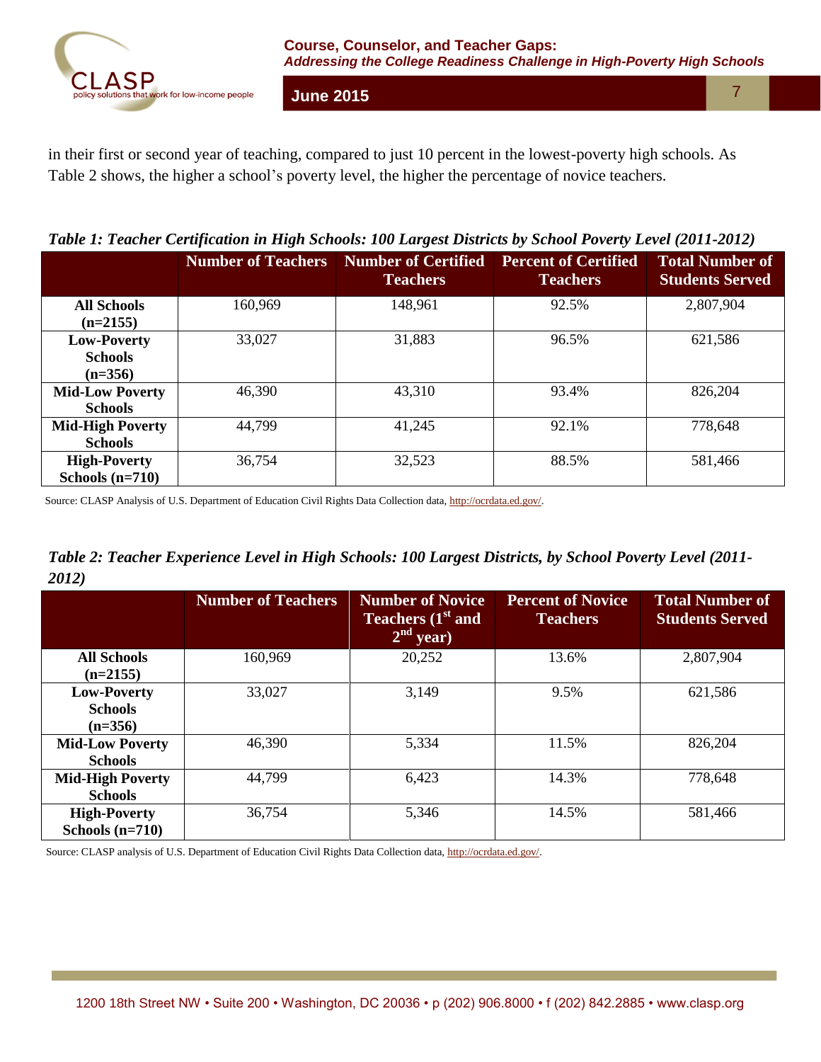in their first or second year of teaching, compared to just 10 percent in the lowest-poverty high schools. As Table 2 shows, the higher a school's poverty level, the higher the percentage of novice teachers.

***Table 1: Teacher Certification in High Schools: 100 Largest Districts by School Poverty Level (2011-2012)***

| | Number of Teachers | Number of Certified Teachers | Percent of Certified Teachers | Total Number of Students Served |
|---|---|---|---|---|
| **All Schools (n=2155)** | 160,969 | 148,961 | 92.5% | 2,807,904 |
| **Low-Poverty Schools (n=356)** | 33,027 | 31,883 | 96.5% | 621,586 |
| **Mid-Low Poverty Schools** | 46,390 | 43,310 | 93.4% | 826,204 |
| **Mid-High Poverty Schools** | 44,799 | 41,245 | 92.1% | 778,648 |
| **High-Poverty Schools (n=710)** | 36,754 | 32,523 | 88.5% | 581,466 |

Source: CLASP Analysis of U.S. Department of Education Civil Rights Data Collection data, http://ocrdata.ed.gov/.

***Table 2: Teacher Experience Level in High Schools: 100 Largest Districts, by School Poverty Level (2011-2012)***

| | Number of Teachers | Number of Novice Teachers (1st and 2nd year) | Percent of Novice Teachers | Total Number of Students Served |
|---|---|---|---|---|
| **All Schools (n=2155)** | 160,969 | 20,252 | 13.6% | 2,807,904 |
| **Low-Poverty Schools (n=356)** | 33,027 | 3,149 | 9.5% | 621,586 |
| **Mid-Low Poverty Schools** | 46,390 | 5,334 | 11.5% | 826,204 |
| **Mid-High Poverty Schools** | 44,799 | 6,423 | 14.3% | 778,648 |
| **High-Poverty Schools (n=710)** | 36,754 | 5,346 | 14.5% | 581,466 |

Source: CLASP analysis of U.S. Department of Education Civil Rights Data Collection data, http://ocrdata.ed.gov/.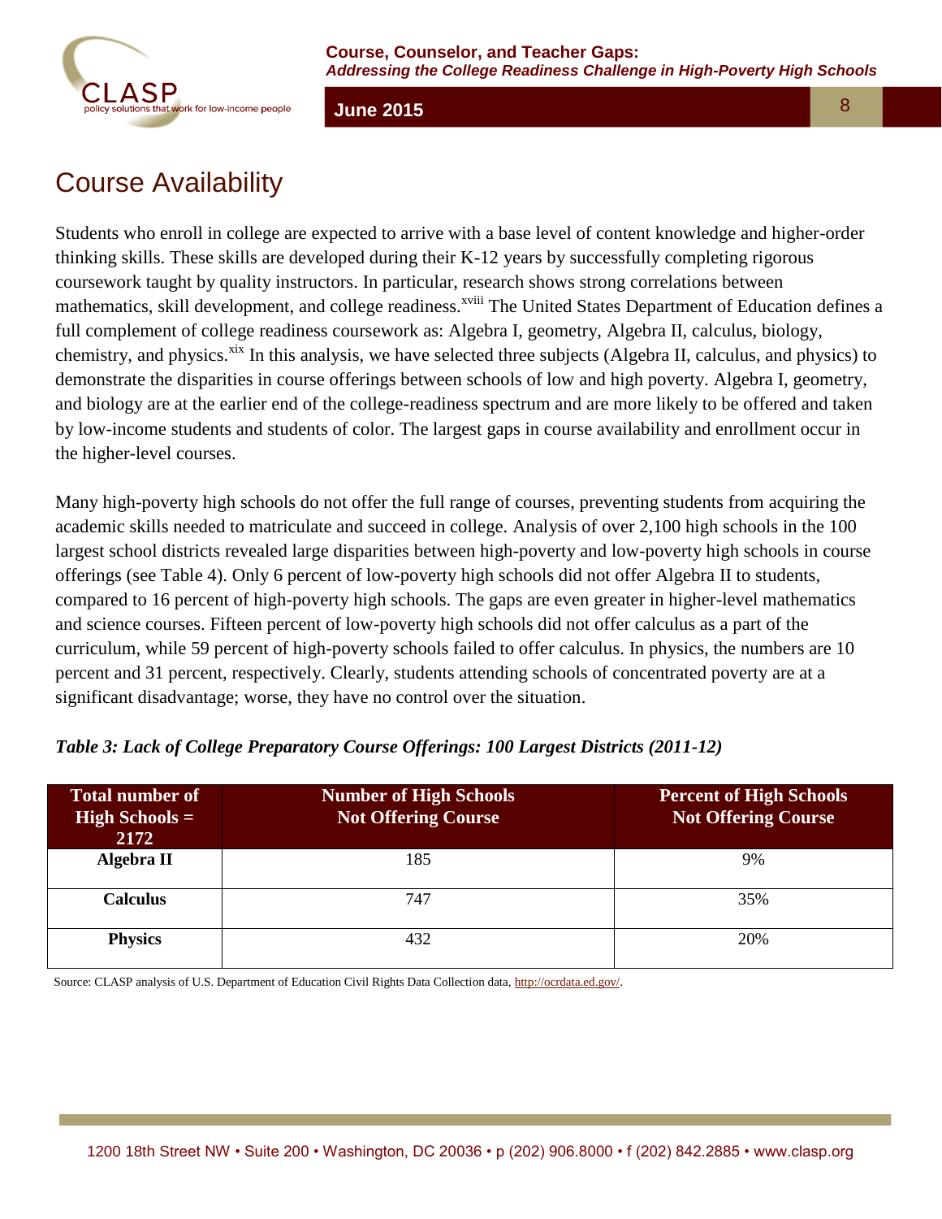# Course Availability

Students who enroll in college are expected to arrive with a base level of content knowledge and higher-order thinking skills. These skills are developed during their K-12 years by successfully completing rigorous coursework taught by quality instructors. In particular, research shows strong correlations between mathematics, skill development, and college readiness.[xviii] The United States Department of Education defines a full complement of college readiness coursework as: Algebra I, geometry, Algebra II, calculus, biology, chemistry, and physics.[xix] In this analysis, we have selected three subjects (Algebra II, calculus, and physics) to demonstrate the disparities in course offerings between schools of low and high poverty. Algebra I, geometry, and biology are at the earlier end of the college-readiness spectrum and are more likely to be offered and taken by low-income students and students of color. The largest gaps in course availability and enrollment occur in the higher-level courses.

Many high-poverty high schools do not offer the full range of courses, preventing students from acquiring the academic skills needed to matriculate and succeed in college. Analysis of over 2,100 high schools in the 100 largest school districts revealed large disparities between high-poverty and low-poverty high schools in course offerings (see Table 4). Only 6 percent of low-poverty high schools did not offer Algebra II to students, compared to 16 percent of high-poverty high schools. The gaps are even greater in higher-level mathematics and science courses. Fifteen percent of low-poverty high schools did not offer calculus as a part of the curriculum, while 59 percent of high-poverty schools failed to offer calculus. In physics, the numbers are 10 percent and 31 percent, respectively. Clearly, students attending schools of concentrated poverty are at a significant disadvantage; worse, they have no control over the situation.

***Table 3: Lack of College Preparatory Course Offerings: 100 Largest Districts (2011-12)***

| Total number of High Schools = 2172 | Number of High Schools Not Offering Course | Percent of High Schools Not Offering Course |
|---|---|---|
| **Algebra II** | 185 | 9% |
| **Calculus** | 747 | 35% |
| **Physics** | 432 | 20% |

Source: CLASP analysis of U.S. Department of Education Civil Rights Data Collection data, http://ocrdata.ed.gov/.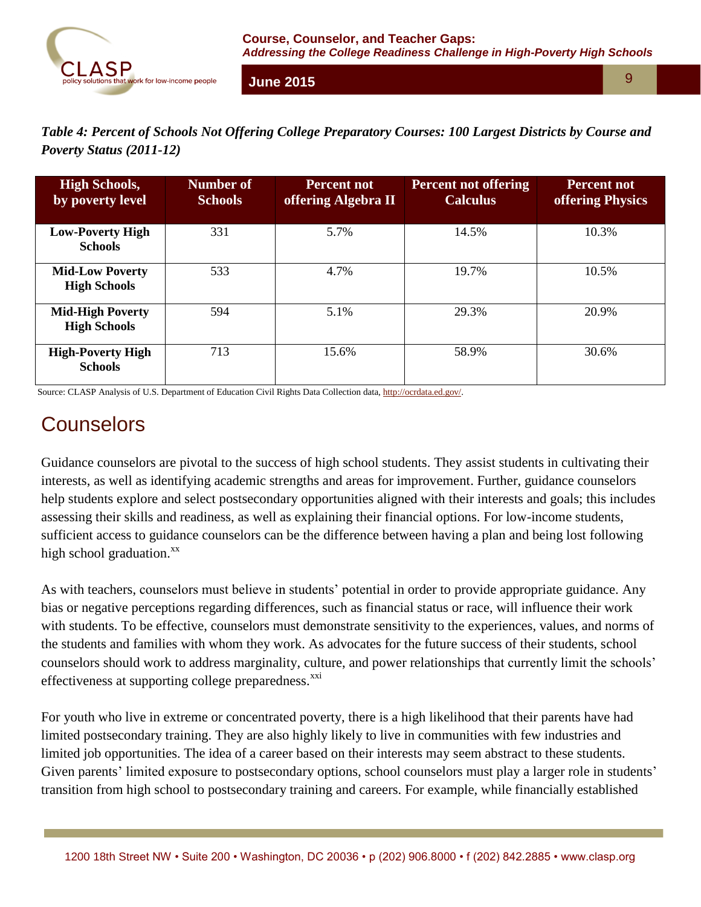*Table 4: Percent of Schools Not Offering College Preparatory Courses: 100 Largest Districts by Course and Poverty Status (2011-12)*

| High Schools, by poverty level | Number of Schools | Percent not offering Algebra II | Percent not offering Calculus | Percent not offering Physics |
|---|---|---|---|---|
| **Low-Poverty High Schools** | 331 | 5.7% | 14.5% | 10.3% |
| **Mid-Low Poverty High Schools** | 533 | 4.7% | 19.7% | 10.5% |
| **Mid-High Poverty High Schools** | 594 | 5.1% | 29.3% | 20.9% |
| **High-Poverty High Schools** | 713 | 15.6% | 58.9% | 30.6% |

Source: CLASP Analysis of U.S. Department of Education Civil Rights Data Collection data, http://ocrdata.ed.gov/.

## Counselors

Guidance counselors are pivotal to the success of high school students. They assist students in cultivating their interests, as well as identifying academic strengths and areas for improvement. Further, guidance counselors help students explore and select postsecondary opportunities aligned with their interests and goals; this includes assessing their skills and readiness, as well as explaining their financial options. For low-income students, sufficient access to guidance counselors can be the difference between having a plan and being lost following high school graduation.[xx]

As with teachers, counselors must believe in students' potential in order to provide appropriate guidance. Any bias or negative perceptions regarding differences, such as financial status or race, will influence their work with students. To be effective, counselors must demonstrate sensitivity to the experiences, values, and norms of the students and families with whom they work. As advocates for the future success of their students, school counselors should work to address marginality, culture, and power relationships that currently limit the schools' effectiveness at supporting college preparedness.[xxi]

For youth who live in extreme or concentrated poverty, there is a high likelihood that their parents have had limited postsecondary training. They are also highly likely to live in communities with few industries and limited job opportunities. The idea of a career based on their interests may seem abstract to these students. Given parents' limited exposure to postsecondary options, school counselors must play a larger role in students' transition from high school to postsecondary training and careers. For example, while financially established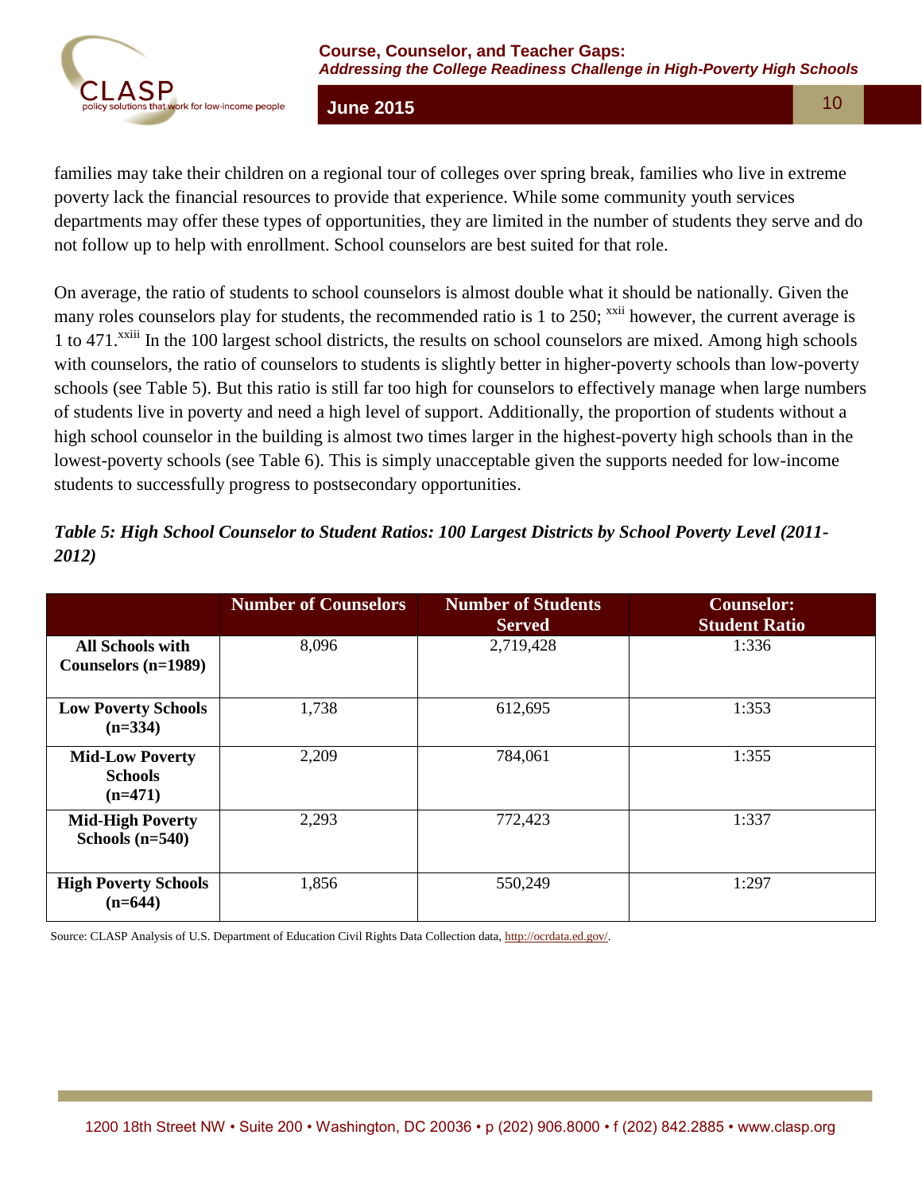families may take their children on a regional tour of colleges over spring break, families who live in extreme poverty lack the financial resources to provide that experience. While some community youth services departments may offer these types of opportunities, they are limited in the number of students they serve and do not follow up to help with enrollment. School counselors are best suited for that role.

On average, the ratio of students to school counselors is almost double what it should be nationally. Given the many roles counselors play for students, the recommended ratio is 1 to 250; [xxii] however, the current average is 1 to 471.[xxiii] In the 100 largest school districts, the results on school counselors are mixed. Among high schools with counselors, the ratio of counselors to students is slightly better in higher-poverty schools than low-poverty schools (see Table 5). But this ratio is still far too high for counselors to effectively manage when large numbers of students live in poverty and need a high level of support. Additionally, the proportion of students without a high school counselor in the building is almost two times larger in the highest-poverty high schools than in the lowest-poverty schools (see Table 6). This is simply unacceptable given the supports needed for low-income students to successfully progress to postsecondary opportunities.

***Table 5: High School Counselor to Student Ratios: 100 Largest Districts by School Poverty Level (2011-2012)***

| | Number of Counselors | Number of Students Served | Counselor: Student Ratio |
|---|---|---|---|
| **All Schools with Counselors (n=1989)** | 8,096 | 2,719,428 | 1:336 |
| **Low Poverty Schools (n=334)** | 1,738 | 612,695 | 1:353 |
| **Mid-Low Poverty Schools (n=471)** | 2,209 | 784,061 | 1:355 |
| **Mid-High Poverty Schools (n=540)** | 2,293 | 772,423 | 1:337 |
| **High Poverty Schools (n=644)** | 1,856 | 550,249 | 1:297 |

Source: CLASP Analysis of U.S. Department of Education Civil Rights Data Collection data, http://ocrdata.ed.gov/.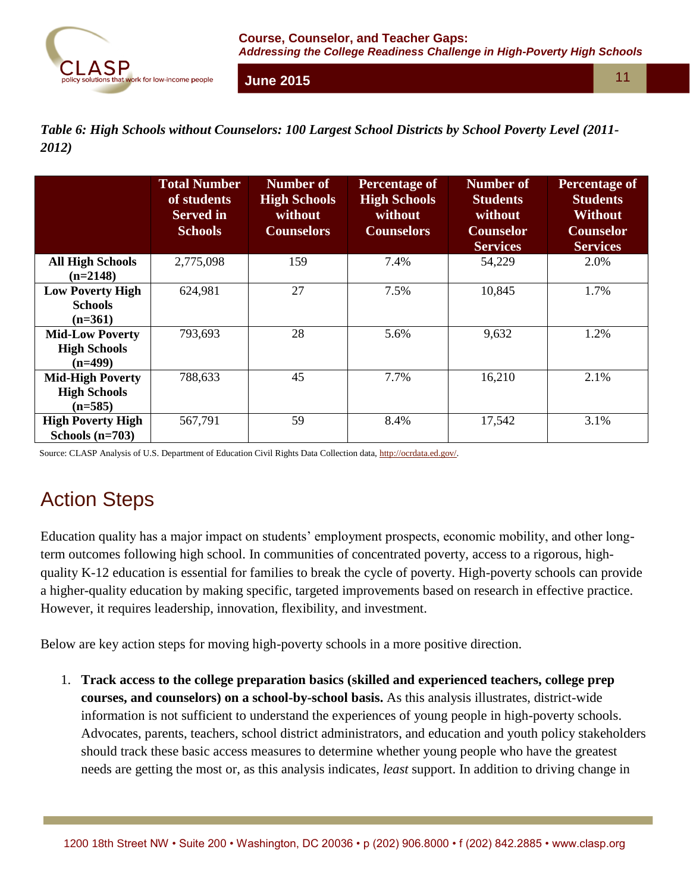*Table 6: High Schools without Counselors: 100 Largest School Districts by School Poverty Level (2011-2012)*

| | Total Number of students Served in Schools | Number of High Schools without Counselors | Percentage of High Schools without Counselors | Number of Students without Counselor Services | Percentage of Students Without Counselor Services |
|---|---|---|---|---|---|
| **All High Schools (n=2148)** | 2,775,098 | 159 | 7.4% | 54,229 | 2.0% |
| **Low Poverty High Schools (n=361)** | 624,981 | 27 | 7.5% | 10,845 | 1.7% |
| **Mid-Low Poverty High Schools (n=499)** | 793,693 | 28 | 5.6% | 9,632 | 1.2% |
| **Mid-High Poverty High Schools (n=585)** | 788,633 | 45 | 7.7% | 16,210 | 2.1% |
| **High Poverty High Schools (n=703)** | 567,791 | 59 | 8.4% | 17,542 | 3.1% |

Source: CLASP Analysis of U.S. Department of Education Civil Rights Data Collection data, http://ocrdata.ed.gov/.

## Action Steps

Education quality has a major impact on students' employment prospects, economic mobility, and other long-term outcomes following high school. In communities of concentrated poverty, access to a rigorous, high-quality K-12 education is essential for families to break the cycle of poverty. High-poverty schools can provide a higher-quality education by making specific, targeted improvements based on research in effective practice. However, it requires leadership, innovation, flexibility, and investment.

Below are key action steps for moving high-poverty schools in a more positive direction.

1. **Track access to the college preparation basics (skilled and experienced teachers, college prep courses, and counselors) on a school-by-school basis.** As this analysis illustrates, district-wide information is not sufficient to understand the experiences of young people in high-poverty schools. Advocates, parents, teachers, school district administrators, and education and youth policy stakeholders should track these basic access measures to determine whether young people who have the greatest needs are getting the most or, as this analysis indicates, *least* support. In addition to driving change in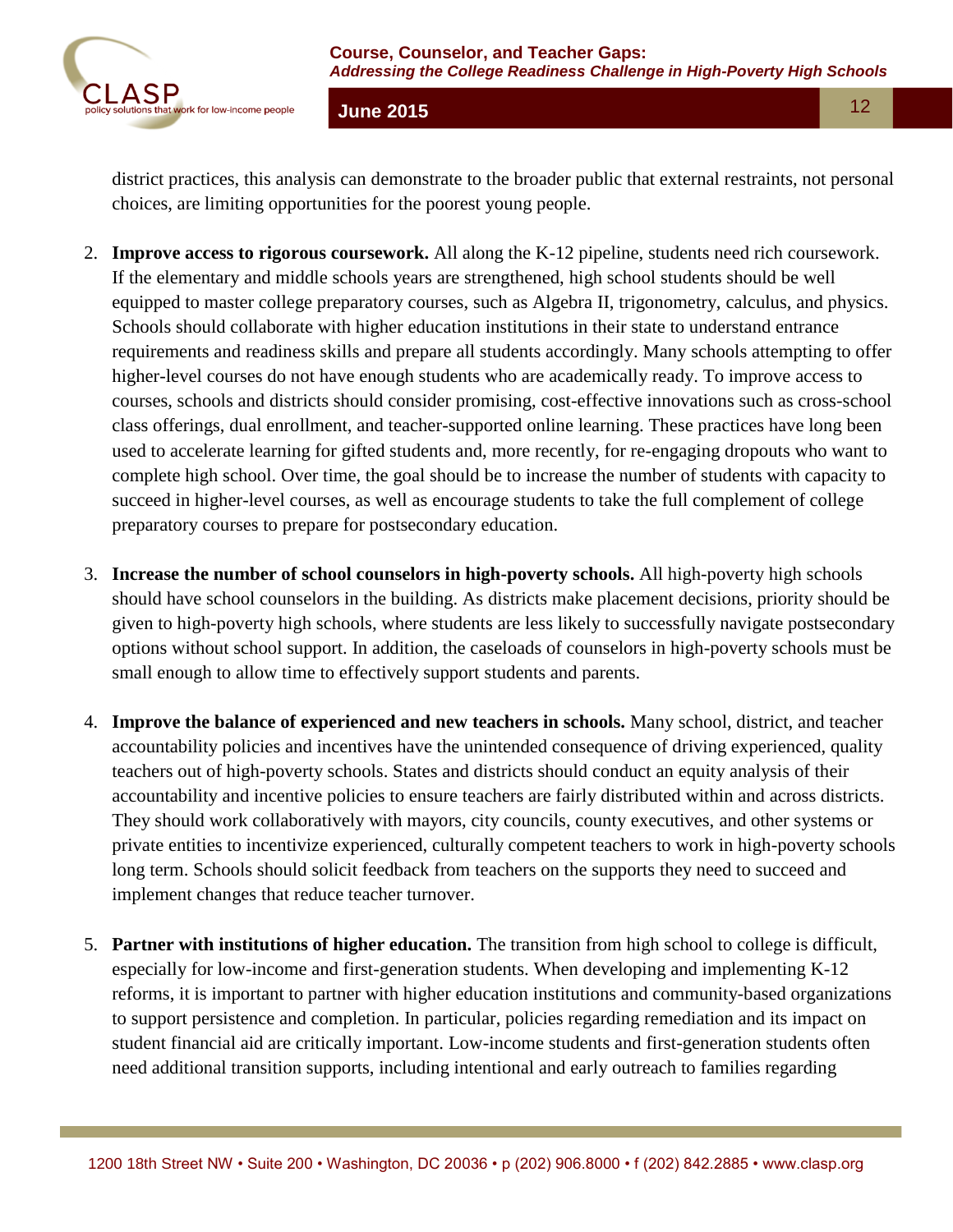district practices, this analysis can demonstrate to the broader public that external restraints, not personal choices, are limiting opportunities for the poorest young people.

2. **Improve access to rigorous coursework.** All along the K-12 pipeline, students need rich coursework. If the elementary and middle schools years are strengthened, high school students should be well equipped to master college preparatory courses, such as Algebra II, trigonometry, calculus, and physics. Schools should collaborate with higher education institutions in their state to understand entrance requirements and readiness skills and prepare all students accordingly. Many schools attempting to offer higher-level courses do not have enough students who are academically ready. To improve access to courses, schools and districts should consider promising, cost-effective innovations such as cross-school class offerings, dual enrollment, and teacher-supported online learning. These practices have long been used to accelerate learning for gifted students and, more recently, for re-engaging dropouts who want to complete high school. Over time, the goal should be to increase the number of students with capacity to succeed in higher-level courses, as well as encourage students to take the full complement of college preparatory courses to prepare for postsecondary education.

3. **Increase the number of school counselors in high-poverty schools.** All high-poverty high schools should have school counselors in the building. As districts make placement decisions, priority should be given to high-poverty high schools, where students are less likely to successfully navigate postsecondary options without school support. In addition, the caseloads of counselors in high-poverty schools must be small enough to allow time to effectively support students and parents.

4. **Improve the balance of experienced and new teachers in schools.** Many school, district, and teacher accountability policies and incentives have the unintended consequence of driving experienced, quality teachers out of high-poverty schools. States and districts should conduct an equity analysis of their accountability and incentive policies to ensure teachers are fairly distributed within and across districts. They should work collaboratively with mayors, city councils, county executives, and other systems or private entities to incentivize experienced, culturally competent teachers to work in high-poverty schools long term. Schools should solicit feedback from teachers on the supports they need to succeed and implement changes that reduce teacher turnover.

5. **Partner with institutions of higher education.** The transition from high school to college is difficult, especially for low-income and first-generation students. When developing and implementing K-12 reforms, it is important to partner with higher education institutions and community-based organizations to support persistence and completion. In particular, policies regarding remediation and its impact on student financial aid are critically important. Low-income students and first-generation students often need additional transition supports, including intentional and early outreach to families regarding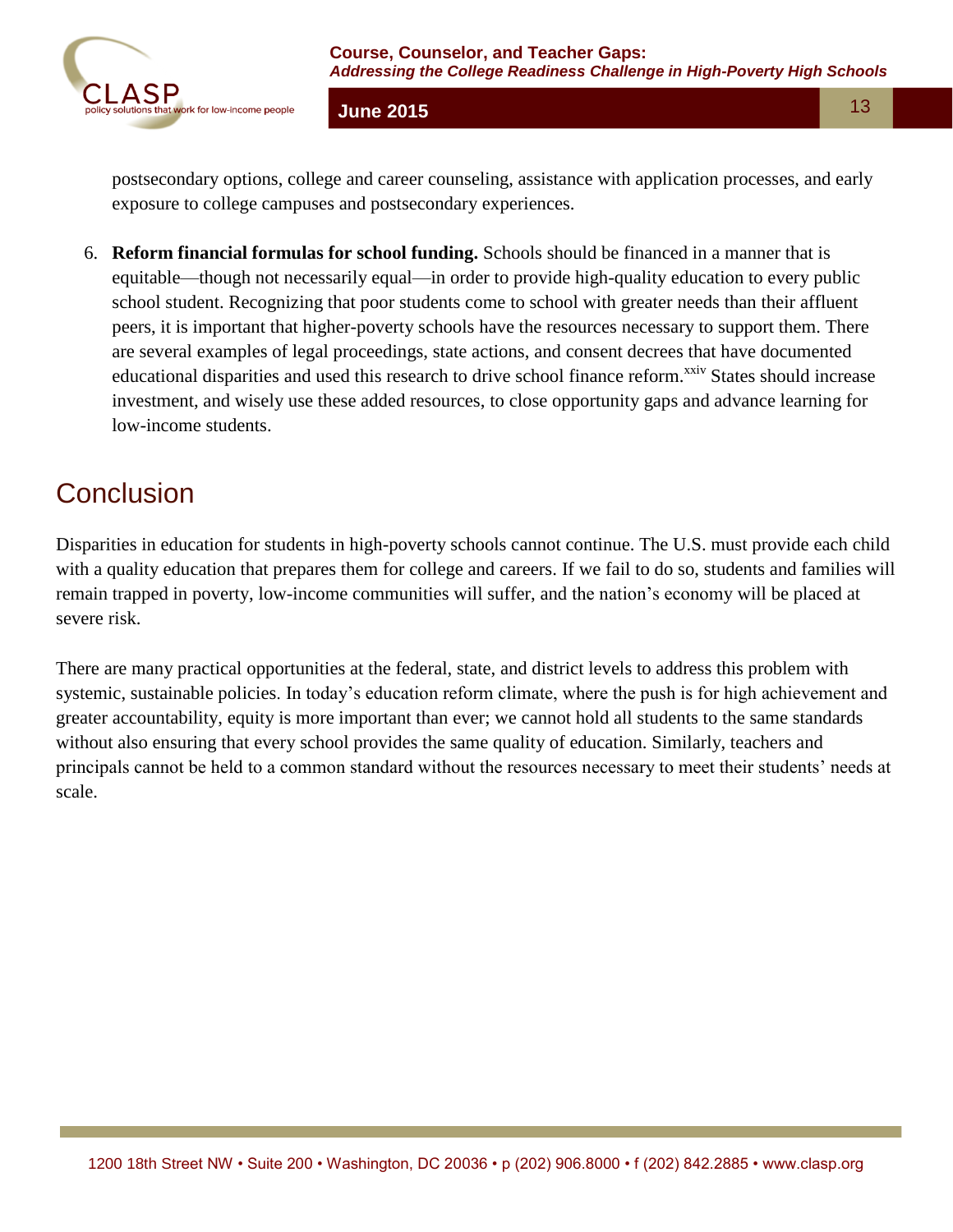postsecondary options, college and career counseling, assistance with application processes, and early exposure to college campuses and postsecondary experiences.

6. **Reform financial formulas for school funding.** Schools should be financed in a manner that is equitable—though not necessarily equal—in order to provide high-quality education to every public school student. Recognizing that poor students come to school with greater needs than their affluent peers, it is important that higher-poverty schools have the resources necessary to support them. There are several examples of legal proceedings, state actions, and consent decrees that have documented educational disparities and used this research to drive school finance reform.[xxiv] States should increase investment, and wisely use these added resources, to close opportunity gaps and advance learning for low-income students.

## Conclusion

Disparities in education for students in high-poverty schools cannot continue. The U.S. must provide each child with a quality education that prepares them for college and careers. If we fail to do so, students and families will remain trapped in poverty, low-income communities will suffer, and the nation's economy will be placed at severe risk.

There are many practical opportunities at the federal, state, and district levels to address this problem with systemic, sustainable policies. In today's education reform climate, where the push is for high achievement and greater accountability, equity is more important than ever; we cannot hold all students to the same standards without also ensuring that every school provides the same quality of education. Similarly, teachers and principals cannot be held to a common standard without the resources necessary to meet their students' needs at scale.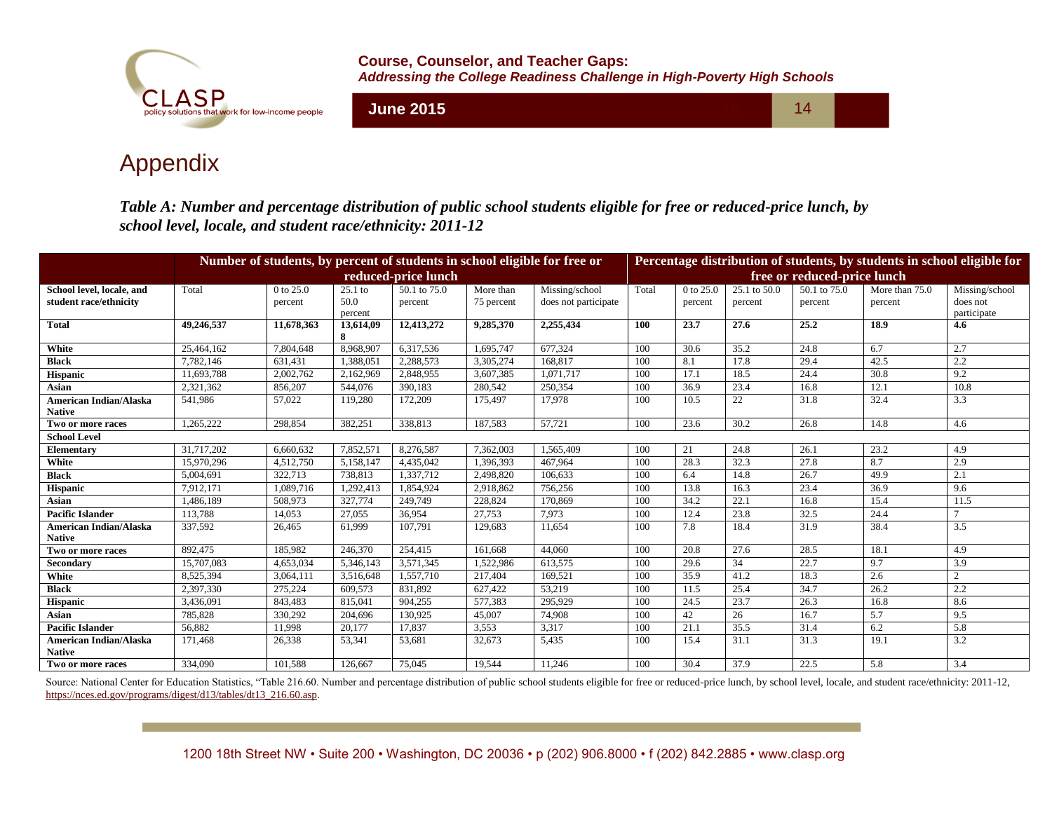# Appendix

***Table A: Number and percentage distribution of public school students eligible for free or reduced-price lunch, by school level, locale, and student race/ethnicity: 2011-12***

| | Number of students, by percent of students in school eligible for free or reduced-price lunch | | | | | | Percentage distribution of students, by students in school eligible for free or reduced-price lunch | | | | | |
|---|---|---|---|---|---|---|---|---|---|---|---|---|
| **School level, locale, and student race/ethnicity** | Total | 0 to 25.0 percent | 25.1 to 50.0 percent | 50.1 to 75.0 percent | More than 75 percent | Missing/school does not participate | Total | 0 to 25.0 percent | 25.1 to 50.0 percent | 50.1 to 75.0 percent | More than 75.0 percent | Missing/school does not participate |
| **Total** | **49,246,537** | **11,678,363** | **13,614,098** | **12,413,272** | **9,285,370** | **2,255,434** | **100** | **23.7** | **27.6** | **25.2** | **18.9** | **4.6** |
| **White** | 25,464,162 | 7,804,648 | 8,968,907 | 6,317,536 | 1,695,747 | 677,324 | 100 | 30.6 | 35.2 | 24.8 | 6.7 | 2.7 |
| **Black** | 7,782,146 | 631,431 | 1,388,051 | 2,288,573 | 3,305,274 | 168,817 | 100 | 8.1 | 17.8 | 29.4 | 42.5 | 2.2 |
| **Hispanic** | 11,693,788 | 2,002,762 | 2,162,969 | 2,848,955 | 3,607,385 | 1,071,717 | 100 | 17.1 | 18.5 | 24.4 | 30.8 | 9.2 |
| **Asian** | 2,321,362 | 856,207 | 544,076 | 390,183 | 280,542 | 250,354 | 100 | 36.9 | 23.4 | 16.8 | 12.1 | 10.8 |
| **American Indian/Alaska Native** | 541,986 | 57,022 | 119,280 | 172,209 | 175,497 | 17,978 | 100 | 10.5 | 22 | 31.8 | 32.4 | 3.3 |
| **Two or more races** | 1,265,222 | 298,854 | 382,251 | 338,813 | 187,583 | 57,721 | 100 | 23.6 | 30.2 | 26.8 | 14.8 | 4.6 |
| **School Level** | | | | | | | | | | | | |
| **Elementary** | 31,717,202 | 6,660,632 | 7,852,571 | 8,276,587 | 7,362,003 | 1,565,409 | 100 | 21 | 24.8 | 26.1 | 23.2 | 4.9 |
| **White** | 15,970,296 | 4,512,750 | 5,158,147 | 4,435,042 | 1,396,393 | 467,964 | 100 | 28.3 | 32.3 | 27.8 | 8.7 | 2.9 |
| **Black** | 5,004,691 | 322,713 | 738,813 | 1,337,712 | 2,498,820 | 106,633 | 100 | 6.4 | 14.8 | 26.7 | 49.9 | 2.1 |
| **Hispanic** | 7,912,171 | 1,089,716 | 1,292,413 | 1,854,924 | 2,918,862 | 756,256 | 100 | 13.8 | 16.3 | 23.4 | 36.9 | 9.6 |
| **Asian** | 1,486,189 | 508,973 | 327,774 | 249,749 | 228,824 | 170,869 | 100 | 34.2 | 22.1 | 16.8 | 15.4 | 11.5 |
| **Pacific Islander** | 113,788 | 14,053 | 27,055 | 36,954 | 27,753 | 7,973 | 100 | 12.4 | 23.8 | 32.5 | 24.4 | 7 |
| **American Indian/Alaska Native** | 337,592 | 26,465 | 61,999 | 107,791 | 129,683 | 11,654 | 100 | 7.8 | 18.4 | 31.9 | 38.4 | 3.5 |
| **Two or more races** | 892,475 | 185,982 | 246,370 | 254,415 | 161,668 | 44,060 | 100 | 20.8 | 27.6 | 28.5 | 18.1 | 4.9 |
| **Secondary** | 15,707,083 | 4,653,034 | 5,346,143 | 3,571,345 | 1,522,986 | 613,575 | 100 | 29.6 | 34 | 22.7 | 9.7 | 3.9 |
| **White** | 8,525,394 | 3,064,111 | 3,516,648 | 1,557,710 | 217,404 | 169,521 | 100 | 35.9 | 41.2 | 18.3 | 2.6 | 2 |
| **Black** | 2,397,330 | 275,224 | 609,573 | 831,892 | 627,422 | 53,219 | 100 | 11.5 | 25.4 | 34.7 | 26.2 | 2.2 |
| **Hispanic** | 3,436,091 | 843,483 | 815,041 | 904,255 | 577,383 | 295,929 | 100 | 24.5 | 23.7 | 26.3 | 16.8 | 8.6 |
| **Asian** | 785,828 | 330,292 | 204,696 | 130,925 | 45,007 | 74,908 | 100 | 42 | 26 | 16.7 | 5.7 | 9.5 |
| **Pacific Islander** | 56,882 | 11,998 | 20,177 | 17,837 | 3,553 | 3,317 | 100 | 21.1 | 35.5 | 31.4 | 6.2 | 5.8 |
| **American Indian/Alaska Native** | 171,468 | 26,338 | 53,341 | 53,681 | 32,673 | 5,435 | 100 | 15.4 | 31.1 | 31.3 | 19.1 | 3.2 |
| **Two or more races** | 334,090 | 101,588 | 126,667 | 75,045 | 19,544 | 11,246 | 100 | 30.4 | 37.9 | 22.5 | 5.8 | 3.4 |

Source: National Center for Education Statistics, "Table 216.60. Number and percentage distribution of public school students eligible for free or reduced-price lunch, by school level, locale, and student race/ethnicity: 2011-12, https://nces.ed.gov/programs/digest/d13/tables/dt13_216.60.asp.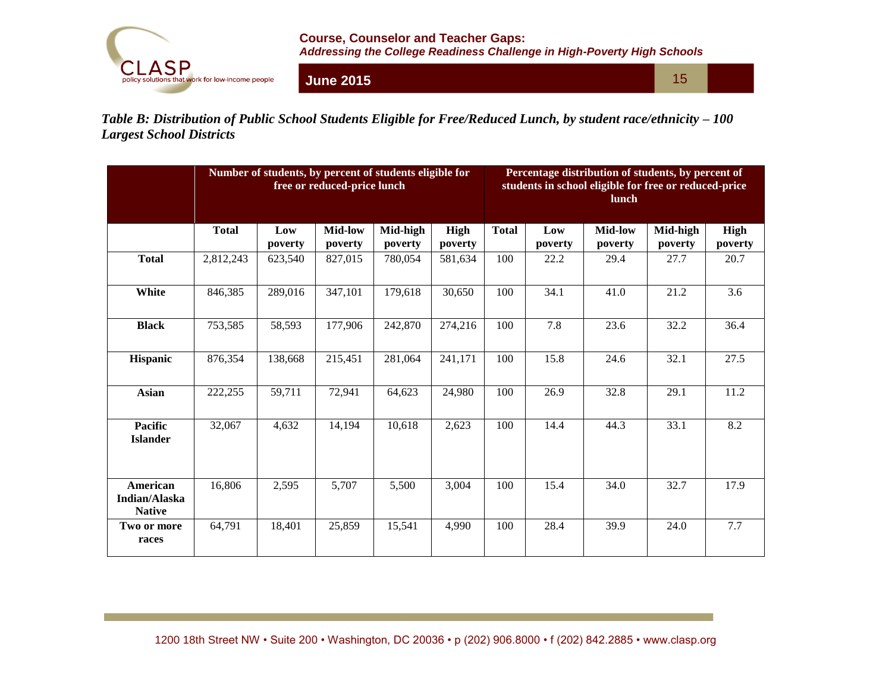*Table B: Distribution of Public School Students Eligible for Free/Reduced Lunch, by student race/ethnicity – 100 Largest School Districts*

| | Number of students, by percent of students eligible for free or reduced-price lunch | | | | | Percentage distribution of students, by percent of students in school eligible for free or reduced-price lunch | | | | |
|---|---|---|---|---|---|---|---|---|---|---|
| | **Total** | **Low poverty** | **Mid-low poverty** | **Mid-high poverty** | **High poverty** | **Total** | **Low poverty** | **Mid-low poverty** | **Mid-high poverty** | **High poverty** |
| **Total** | 2,812,243 | 623,540 | 827,015 | 780,054 | 581,634 | 100 | 22.2 | 29.4 | 27.7 | 20.7 |
| **White** | 846,385 | 289,016 | 347,101 | 179,618 | 30,650 | 100 | 34.1 | 41.0 | 21.2 | 3.6 |
| **Black** | 753,585 | 58,593 | 177,906 | 242,870 | 274,216 | 100 | 7.8 | 23.6 | 32.2 | 36.4 |
| **Hispanic** | 876,354 | 138,668 | 215,451 | 281,064 | 241,171 | 100 | 15.8 | 24.6 | 32.1 | 27.5 |
| **Asian** | 222,255 | 59,711 | 72,941 | 64,623 | 24,980 | 100 | 26.9 | 32.8 | 29.1 | 11.2 |
| **Pacific Islander** | 32,067 | 4,632 | 14,194 | 10,618 | 2,623 | 100 | 14.4 | 44.3 | 33.1 | 8.2 |
| **American Indian/Alaska Native** | 16,806 | 2,595 | 5,707 | 5,500 | 3,004 | 100 | 15.4 | 34.0 | 32.7 | 17.9 |
| **Two or more races** | 64,791 | 18,401 | 25,859 | 15,541 | 4,990 | 100 | 28.4 | 39.9 | 24.0 | 7.7 |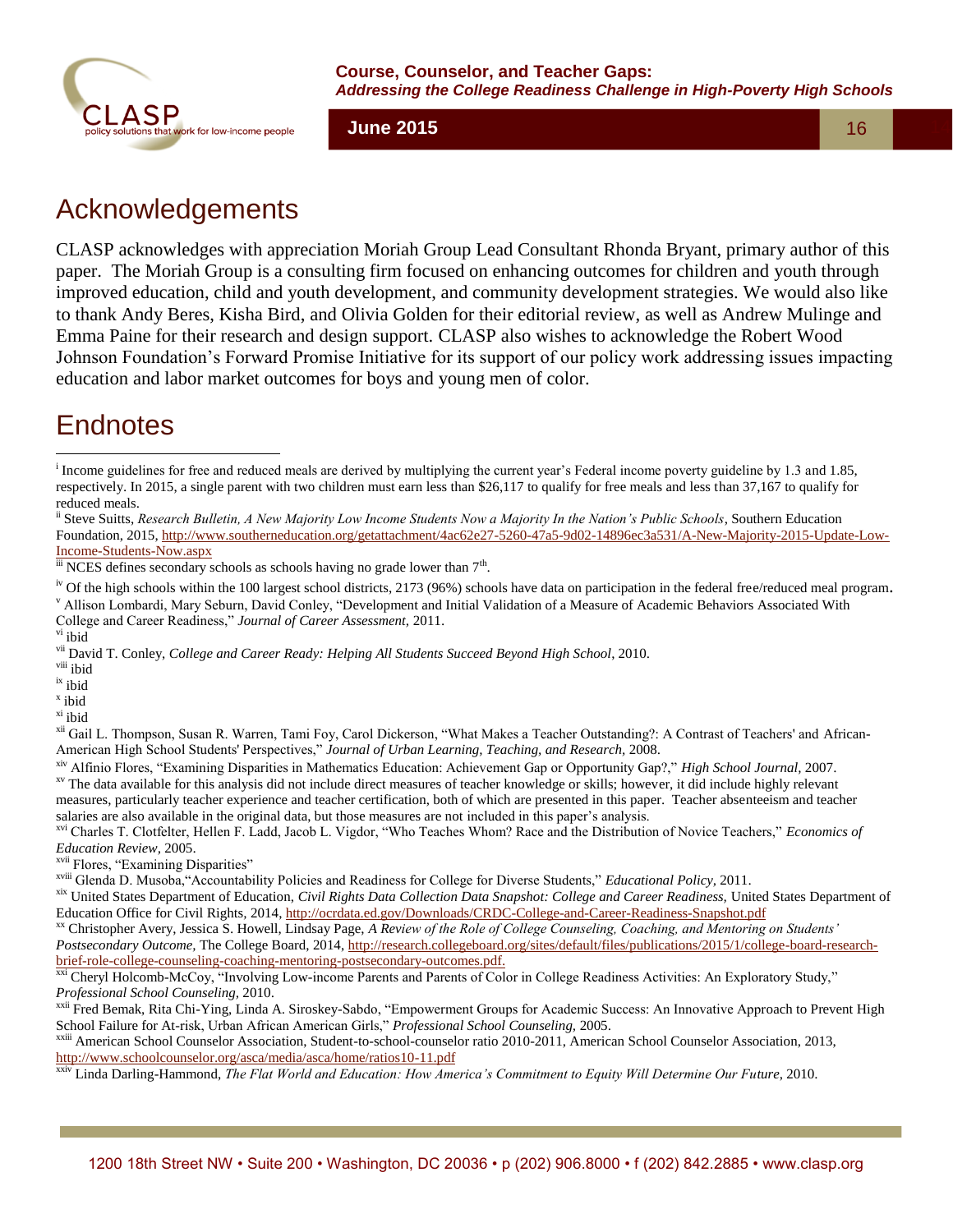# Acknowledgements

CLASP acknowledges with appreciation Moriah Group Lead Consultant Rhonda Bryant, primary author of this paper. The Moriah Group is a consulting firm focused on enhancing outcomes for children and youth through improved education, child and youth development, and community development strategies. We would also like to thank Andy Beres, Kisha Bird, and Olivia Golden for their editorial review, as well as Andrew Mulinge and Emma Paine for their research and design support. CLASP also wishes to acknowledge the Robert Wood Johnson Foundation's Forward Promise Initiative for its support of our policy work addressing issues impacting education and labor market outcomes for boys and young men of color.

# Endnotes

[i] Income guidelines for free and reduced meals are derived by multiplying the current year's Federal income poverty guideline by 1.3 and 1.85, respectively. In 2015, a single parent with two children must earn less than $26,117 to qualify for free meals and less than 37,167 to qualify for reduced meals.

[ii] Steve Suitts, *Research Bulletin, A New Majority Low Income Students Now a Majority In the Nation's Public Schools*, Southern Education Foundation, 2015, http://www.southerneducation.org/getattachment/4ac62e27-5260-47a5-9d02-14896ec3a531/A-New-Majority-2015-Update-Low-Income-Students-Now.aspx

[iii] NCES defines secondary schools as schools having no grade lower than 7th.

[iv] Of the high schools within the 100 largest school districts, 2173 (96%) schools have data on participation in the federal free/reduced meal program.

[v] Allison Lombardi, Mary Seburn, David Conley, "Development and Initial Validation of a Measure of Academic Behaviors Associated With College and Career Readiness," *Journal of Career Assessment*, 2011.

[vi] ibid

[vii] David T. Conley, *College and Career Ready: Helping All Students Succeed Beyond High School*, 2010.

[viii] ibid

[ix] ibid

[x] ibid

[xi] ibid

[xii] Gail L. Thompson, Susan R. Warren, Tami Foy, Carol Dickerson, "What Makes a Teacher Outstanding?: A Contrast of Teachers' and African-American High School Students' Perspectives," *Journal of Urban Learning, Teaching, and Research*, 2008.

[xiv] Alfinio Flores, "Examining Disparities in Mathematics Education: Achievement Gap or Opportunity Gap?," *High School Journal*, 2007.

[xv] The data available for this analysis did not include direct measures of teacher knowledge or skills; however, it did include highly relevant measures, particularly teacher experience and teacher certification, both of which are presented in this paper. Teacher absenteeism and teacher salaries are also available in the original data, but those measures are not included in this paper's analysis.

[xvi] Charles T. Clotfelter, Hellen F. Ladd, Jacob L. Vigdor, "Who Teaches Whom? Race and the Distribution of Novice Teachers," *Economics of Education Review*, 2005.

[xvii] Flores, "Examining Disparities"

[xviii] Glenda D. Musoba,"Accountability Policies and Readiness for College for Diverse Students," *Educational Policy*, 2011.

[xix] United States Department of Education, *Civil Rights Data Collection Data Snapshot: College and Career Readiness*, United States Department of Education Office for Civil Rights, 2014, http://ocrdata.ed.gov/Downloads/CRDC-College-and-Career-Readiness-Snapshot.pdf

[xx] Christopher Avery, Jessica S. Howell, Lindsay Page, *A Review of the Role of College Counseling, Coaching, and Mentoring on Students' Postsecondary Outcome*, The College Board, 2014, http://research.collegeboard.org/sites/default/files/publications/2015/1/college-board-research-brief-role-college-counseling-coaching-mentoring-postsecondary-outcomes.pdf.

[xxi] Cheryl Holcomb-McCoy, "Involving Low-income Parents and Parents of Color in College Readiness Activities: An Exploratory Study," *Professional School Counseling*, 2010.

[xxii] Fred Bemak, Rita Chi-Ying, Linda A. Siroskey-Sabdo, "Empowerment Groups for Academic Success: An Innovative Approach to Prevent High School Failure for At-risk, Urban African American Girls," *Professional School Counseling*, 2005.

[xxiii] American School Counselor Association, Student-to-school-counselor ratio 2010-2011, American School Counselor Association, 2013, http://www.schoolcounselor.org/asca/media/asca/home/ratios10-11.pdf

[xxiv] Linda Darling-Hammond, *The Flat World and Education: How America's Commitment to Equity Will Determine Our Future*, 2010.